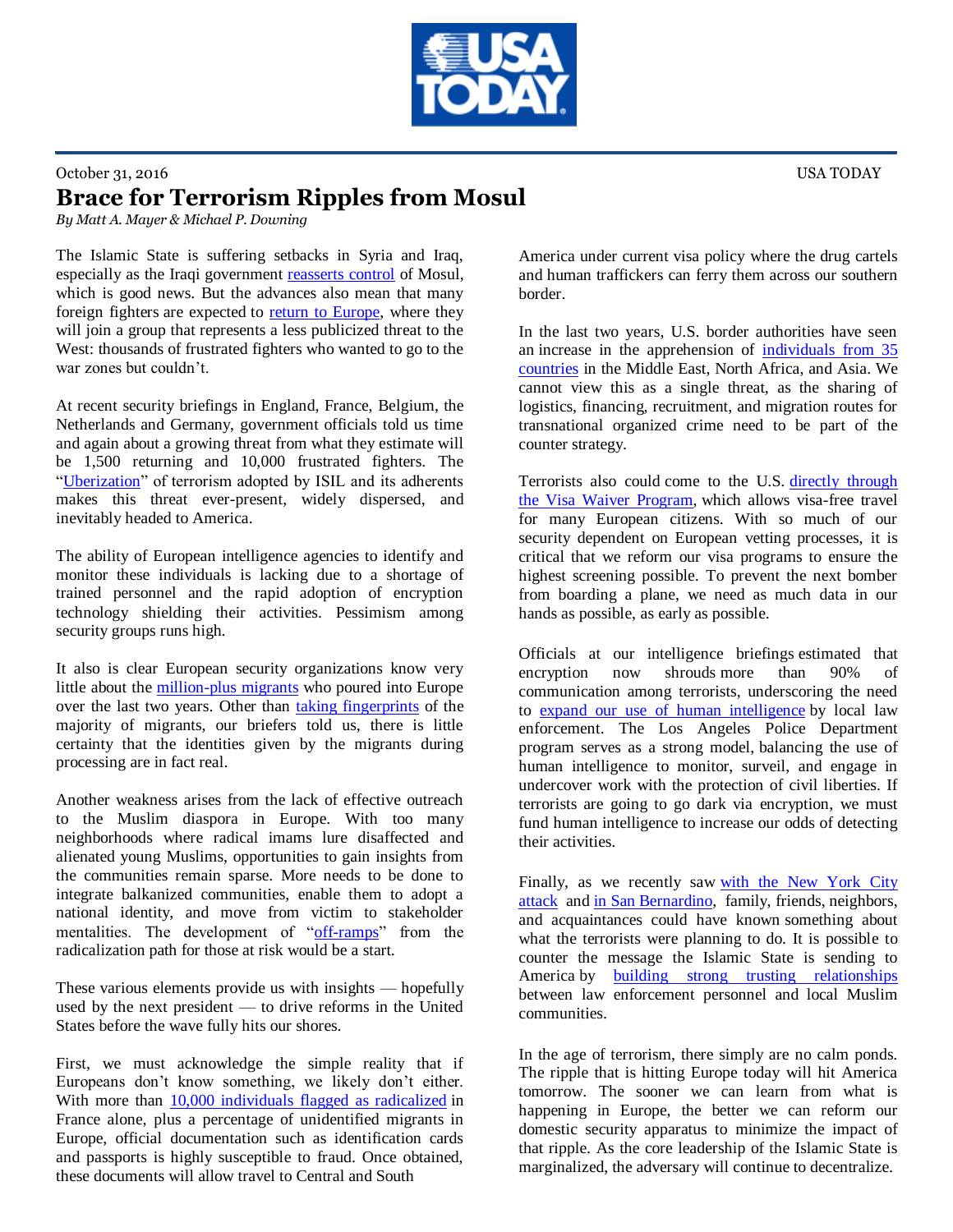October 31, 2016

USA TODAY

# Brace for Terrorism Ripples from Mosul

*By Matt A. Mayer & Michael P. Downing*

The Islamic State is suffering setbacks in Syria and Iraq, especially as the Iraqi government reasserts control of Mosul, which is good news. But the advances also mean that many foreign fighters are expected to return to Europe, where they will join a group that represents a less publicized threat to the West: thousands of frustrated fighters who wanted to go to the war zones but couldn't.

At recent security briefings in England, France, Belgium, the Netherlands and Germany, government officials told us time and again about a growing threat from what they estimate will be 1,500 returning and 10,000 frustrated fighters. The "Uberization" of terrorism adopted by ISIL and its adherents makes this threat ever-present, widely dispersed, and inevitably headed to America.

The ability of European intelligence agencies to identify and monitor these individuals is lacking due to a shortage of trained personnel and the rapid adoption of encryption technology shielding their activities. Pessimism among security groups runs high.

It also is clear European security organizations know very little about the million-plus migrants who poured into Europe over the last two years. Other than taking fingerprints of the majority of migrants, our briefers told us, there is little certainty that the identities given by the migrants during processing are in fact real.

Another weakness arises from the lack of effective outreach to the Muslim diaspora in Europe. With too many neighborhoods where radical imams lure disaffected and alienated young Muslims, opportunities to gain insights from the communities remain sparse. More needs to be done to integrate balkanized communities, enable them to adopt a national identity, and move from victim to stakeholder mentalities. The development of "off-ramps" from the radicalization path for those at risk would be a start.

These various elements provide us with insights — hopefully used by the next president — to drive reforms in the United States before the wave fully hits our shores.

First, we must acknowledge the simple reality that if Europeans don't know something, we likely don't either. With more than 10,000 individuals flagged as radicalized in France alone, plus a percentage of unidentified migrants in Europe, official documentation such as identification cards and passports is highly susceptible to fraud. Once obtained, these documents will allow travel to Central and South America under current visa policy where the drug cartels and human traffickers can ferry them across our southern border.

In the last two years, U.S. border authorities have seen an increase in the apprehension of individuals from 35 countries in the Middle East, North Africa, and Asia. We cannot view this as a single threat, as the sharing of logistics, financing, recruitment, and migration routes for transnational organized crime need to be part of the counter strategy.

Terrorists also could come to the U.S. directly through the Visa Waiver Program, which allows visa-free travel for many European citizens. With so much of our security dependent on European vetting processes, it is critical that we reform our visa programs to ensure the highest screening possible. To prevent the next bomber from boarding a plane, we need as much data in our hands as possible, as early as possible.

Officials at our intelligence briefings estimated that encryption now shrouds more than 90% of communication among terrorists, underscoring the need to expand our use of human intelligence by local law enforcement. The Los Angeles Police Department program serves as a strong model, balancing the use of human intelligence to monitor, surveil, and engage in undercover work with the protection of civil liberties. If terrorists are going to go dark via encryption, we must fund human intelligence to increase our odds of detecting their activities.

Finally, as we recently saw with the New York City attack and in San Bernardino, family, friends, neighbors, and acquaintances could have known something about what the terrorists were planning to do. It is possible to counter the message the Islamic State is sending to America by building strong trusting relationships between law enforcement personnel and local Muslim communities.

In the age of terrorism, there simply are no calm ponds. The ripple that is hitting Europe today will hit America tomorrow. The sooner we can learn from what is happening in Europe, the better we can reform our domestic security apparatus to minimize the impact of that ripple. As the core leadership of the Islamic State is marginalized, the adversary will continue to decentralize.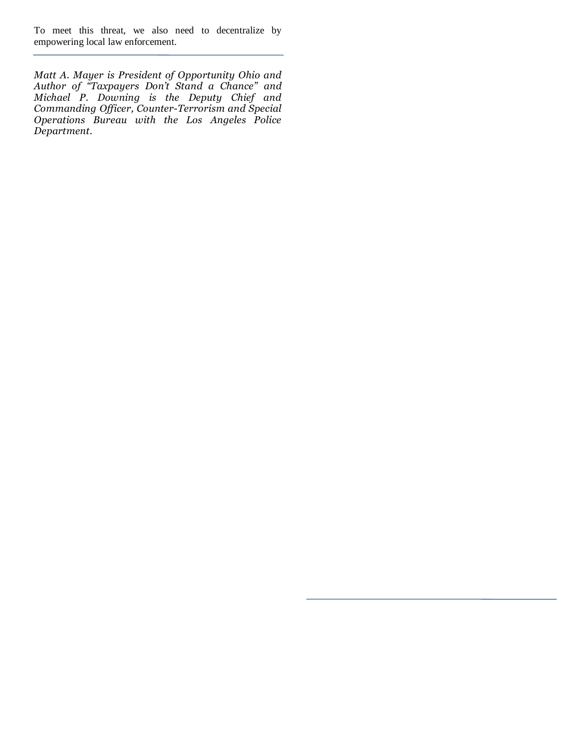To meet this threat, we also need to decentralize by empowering local law enforcement.

---

*Matt A. Mayer is President of Opportunity Ohio and Author of "Taxpayers Don't Stand a Chance" and Michael P. Downing is the Deputy Chief and Commanding Officer, Counter-Terrorism and Special Operations Bureau with the Los Angeles Police Department.*